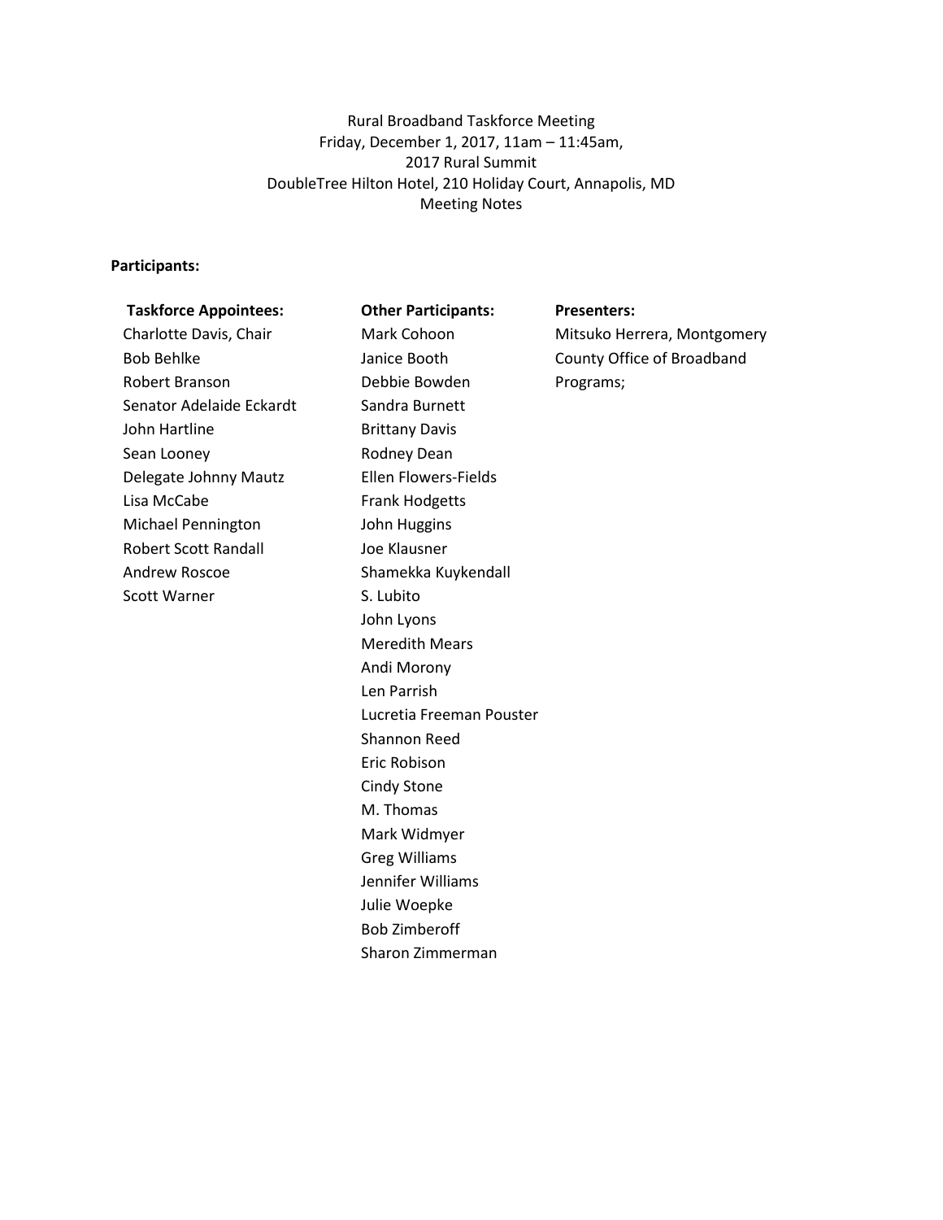Rural Broadband Taskforce Meeting
Friday, December 1, 2017, 11am – 11:45am,
2017 Rural Summit
DoubleTree Hilton Hotel, 210 Holiday Court, Annapolis, MD
Meeting Notes

**Participants:**

**Taskforce Appointees:**

Charlotte Davis, Chair
Bob Behlke
Robert Branson
Senator Adelaide Eckardt
John Hartline
Sean Looney
Delegate Johnny Mautz
Lisa McCabe
Michael Pennington
Robert Scott Randall
Andrew Roscoe
Scott Warner

**Other Participants:**

Mark Cohoon
Janice Booth
Debbie Bowden
Sandra Burnett
Brittany Davis
Rodney Dean
Ellen Flowers-Fields
Frank Hodgetts
John Huggins
Joe Klausner
Shamekka Kuykendall
S. Lubito
John Lyons
Meredith Mears
Andi Morony
Len Parrish
Lucretia Freeman Pouster
Shannon Reed
Eric Robison
Cindy Stone
M. Thomas
Mark Widmyer
Greg Williams
Jennifer Williams
Julie Woepke
Bob Zimberoff
Sharon Zimmerman

**Presenters:**

Mitsuko Herrera, Montgomery County Office of Broadband Programs;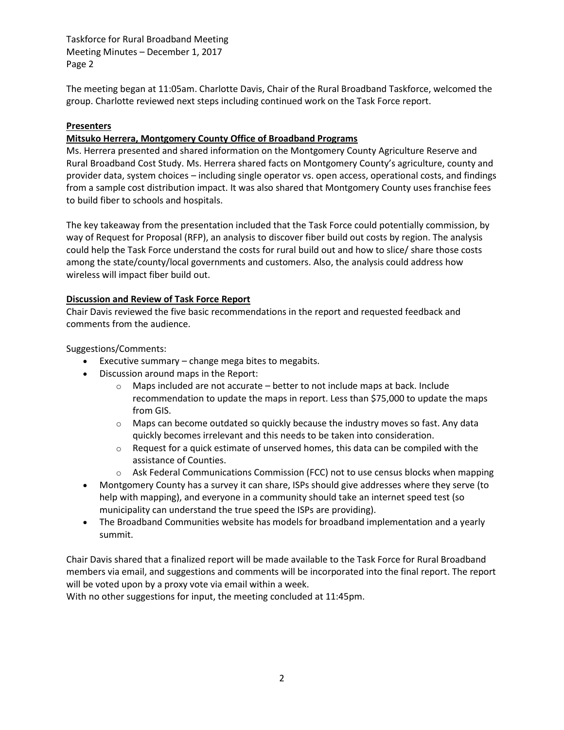The meeting began at 11:05am. Charlotte Davis, Chair of the Rural Broadband Taskforce, welcomed the group. Charlotte reviewed next steps including continued work on the Task Force report.

## Presenters

### Mitsuko Herrera, Montgomery County Office of Broadband Programs

Ms. Herrera presented and shared information on the Montgomery County Agriculture Reserve and Rural Broadband Cost Study. Ms. Herrera shared facts on Montgomery County's agriculture, county and provider data, system choices – including single operator vs. open access, operational costs, and findings from a sample cost distribution impact. It was also shared that Montgomery County uses franchise fees to build fiber to schools and hospitals.

The key takeaway from the presentation included that the Task Force could potentially commission, by way of Request for Proposal (RFP), an analysis to discover fiber build out costs by region. The analysis could help the Task Force understand the costs for rural build out and how to slice/ share those costs among the state/county/local governments and customers. Also, the analysis could address how wireless will impact fiber build out.

## Discussion and Review of Task Force Report

Chair Davis reviewed the five basic recommendations in the report and requested feedback and comments from the audience.

Suggestions/Comments:

- Executive summary – change mega bites to megabits.
- Discussion around maps in the Report:
  - Maps included are not accurate – better to not include maps at back. Include recommendation to update the maps in report. Less than $75,000 to update the maps from GIS.
  - Maps can become outdated so quickly because the industry moves so fast. Any data quickly becomes irrelevant and this needs to be taken into consideration.
  - Request for a quick estimate of unserved homes, this data can be compiled with the assistance of Counties.
  - Ask Federal Communications Commission (FCC) not to use census blocks when mapping
- Montgomery County has a survey it can share, ISPs should give addresses where they serve (to help with mapping), and everyone in a community should take an internet speed test (so municipality can understand the true speed the ISPs are providing).
- The Broadband Communities website has models for broadband implementation and a yearly summit.

Chair Davis shared that a finalized report will be made available to the Task Force for Rural Broadband members via email, and suggestions and comments will be incorporated into the final report. The report will be voted upon by a proxy vote via email within a week.

With no other suggestions for input, the meeting concluded at 11:45pm.